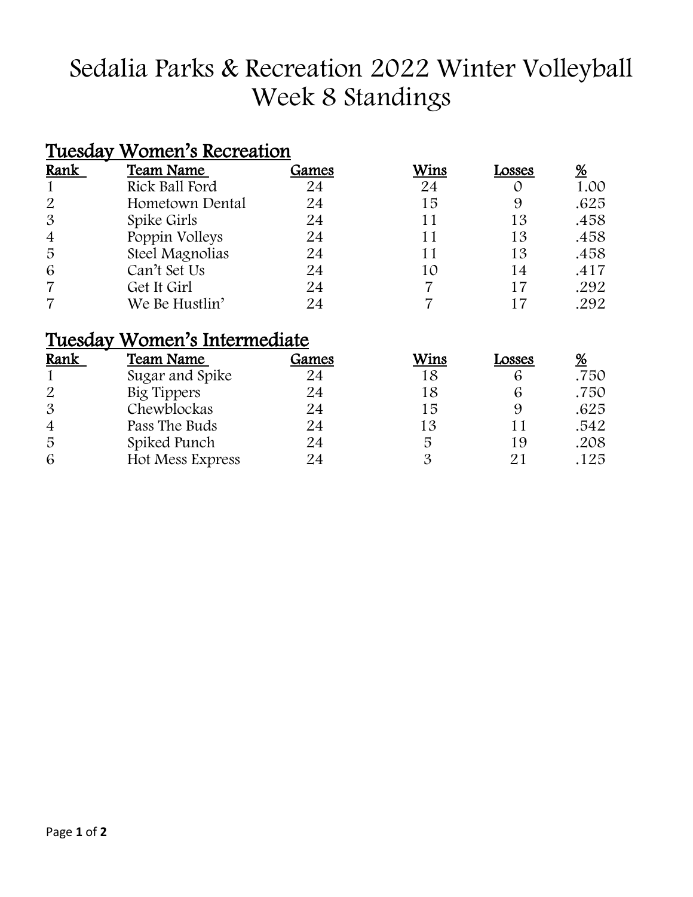# Sedalia Parks & Recreation 2022 Winter Volleyball Week 8 Standings

## Tuesday Women's Recreation

| Rank | Team Name | Games | Wins | Losses | % |
|---|---|---|---|---|---|
| 1 | Rick Ball Ford | 24 | 24 | 0 | 1.00 |
| 2 | Hometown Dental | 24 | 15 | 9 | .625 |
| 3 | Spike Girls | 24 | 11 | 13 | .458 |
| 4 | Poppin Volleys | 24 | 11 | 13 | .458 |
| 5 | Steel Magnolias | 24 | 11 | 13 | .458 |
| 6 | Can't Set Us | 24 | 10 | 14 | .417 |
| 7 | Get It Girl | 24 | 7 | 17 | .292 |
| 7 | We Be Hustlin' | 24 | 7 | 17 | .292 |

## Tuesday Women's Intermediate

| Rank | Team Name | Games | Wins | Losses | % |
|---|---|---|---|---|---|
| 1 | Sugar and Spike | 24 | 18 | 6 | .750 |
| 2 | Big Tippers | 24 | 18 | 6 | .750 |
| 3 | Chewblockas | 24 | 15 | 9 | .625 |
| 4 | Pass The Buds | 24 | 13 | 11 | .542 |
| 5 | Spiked Punch | 24 | 5 | 19 | .208 |
| 6 | Hot Mess Express | 24 | 3 | 21 | .125 |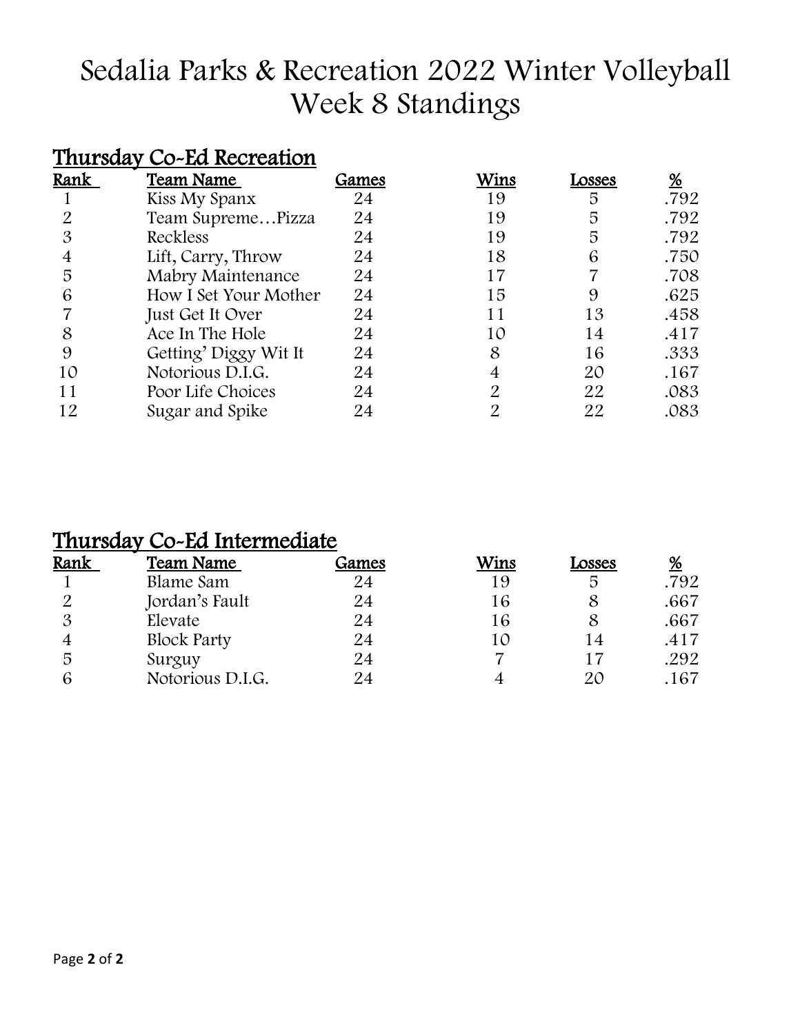# Sedalia Parks & Recreation 2022 Winter Volleyball Week 8 Standings

## Thursday Co-Ed Recreation

| Rank | Team Name | Games | Wins | Losses | % |
|---|---|---|---|---|---|
| 1 | Kiss My Spanx | 24 | 19 | 5 | .792 |
| 2 | Team Supreme…Pizza | 24 | 19 | 5 | .792 |
| 3 | Reckless | 24 | 19 | 5 | .792 |
| 4 | Lift, Carry, Throw | 24 | 18 | 6 | .750 |
| 5 | Mabry Maintenance | 24 | 17 | 7 | .708 |
| 6 | How I Set Your Mother | 24 | 15 | 9 | .625 |
| 7 | Just Get It Over | 24 | 11 | 13 | .458 |
| 8 | Ace In The Hole | 24 | 10 | 14 | .417 |
| 9 | Getting' Diggy Wit It | 24 | 8 | 16 | .333 |
| 10 | Notorious D.I.G. | 24 | 4 | 20 | .167 |
| 11 | Poor Life Choices | 24 | 2 | 22 | .083 |
| 12 | Sugar and Spike | 24 | 2 | 22 | .083 |

## Thursday Co-Ed Intermediate

| Rank | Team Name | Games | Wins | Losses | % |
|---|---|---|---|---|---|
| 1 | Blame Sam | 24 | 19 | 5 | .792 |
| 2 | Jordan's Fault | 24 | 16 | 8 | .667 |
| 3 | Elevate | 24 | 16 | 8 | .667 |
| 4 | Block Party | 24 | 10 | 14 | .417 |
| 5 | Surguy | 24 | 7 | 17 | .292 |
| 6 | Notorious D.I.G. | 24 | 4 | 20 | .167 |